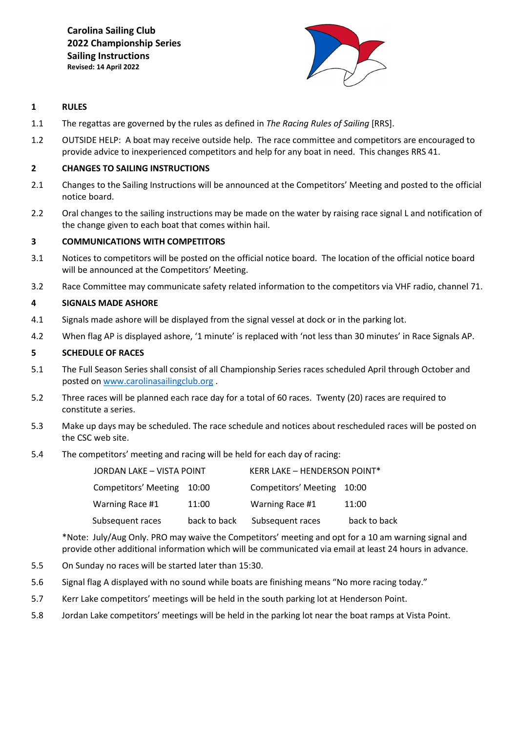**Carolina Sailing Club**
**2022 Championship Series**
**Sailing Instructions**
**Revised: 14 April 2022**

## 1 RULES

1.1 The regattas are governed by the rules as defined in *The Racing Rules of Sailing* [RRS].

1.2 OUTSIDE HELP: A boat may receive outside help. The race committee and competitors are encouraged to provide advice to inexperienced competitors and help for any boat in need. This changes RRS 41.

## 2 CHANGES TO SAILING INSTRUCTIONS

2.1 Changes to the Sailing Instructions will be announced at the Competitors' Meeting and posted to the official notice board.

2.2 Oral changes to the sailing instructions may be made on the water by raising race signal L and notification of the change given to each boat that comes within hail.

## 3 COMMUNICATIONS WITH COMPETITORS

3.1 Notices to competitors will be posted on the official notice board. The location of the official notice board will be announced at the Competitors' Meeting.

3.2 Race Committee may communicate safety related information to the competitors via VHF radio, channel 71.

## 4 SIGNALS MADE ASHORE

4.1 Signals made ashore will be displayed from the signal vessel at dock or in the parking lot.

4.2 When flag AP is displayed ashore, '1 minute' is replaced with 'not less than 30 minutes' in Race Signals AP.

## 5 SCHEDULE OF RACES

5.1 The Full Season Series shall consist of all Championship Series races scheduled April through October and posted on [www.carolinasailingclub.org](http://www.carolinasailingclub.org) .

5.2 Three races will be planned each race day for a total of 60 races. Twenty (20) races are required to constitute a series.

5.3 Make up days may be scheduled. The race schedule and notices about rescheduled races will be posted on the CSC web site.

5.4 The competitors' meeting and racing will be held for each day of racing:

| JORDAN LAKE – VISTA POINT | | KERR LAKE – HENDERSON POINT* | |
|---|---|---|---|
| Competitors' Meeting | 10:00 | Competitors' Meeting | 10:00 |
| Warning Race #1 | 11:00 | Warning Race #1 | 11:00 |
| Subsequent races | back to back | Subsequent races | back to back |

*Note: July/Aug Only. PRO may waive the Competitors' meeting and opt for a 10 am warning signal and provide other additional information which will be communicated via email at least 24 hours in advance.

5.5 On Sunday no races will be started later than 15:30.

5.6 Signal flag A displayed with no sound while boats are finishing means "No more racing today."

5.7 Kerr Lake competitors' meetings will be held in the south parking lot at Henderson Point.

5.8 Jordan Lake competitors' meetings will be held in the parking lot near the boat ramps at Vista Point.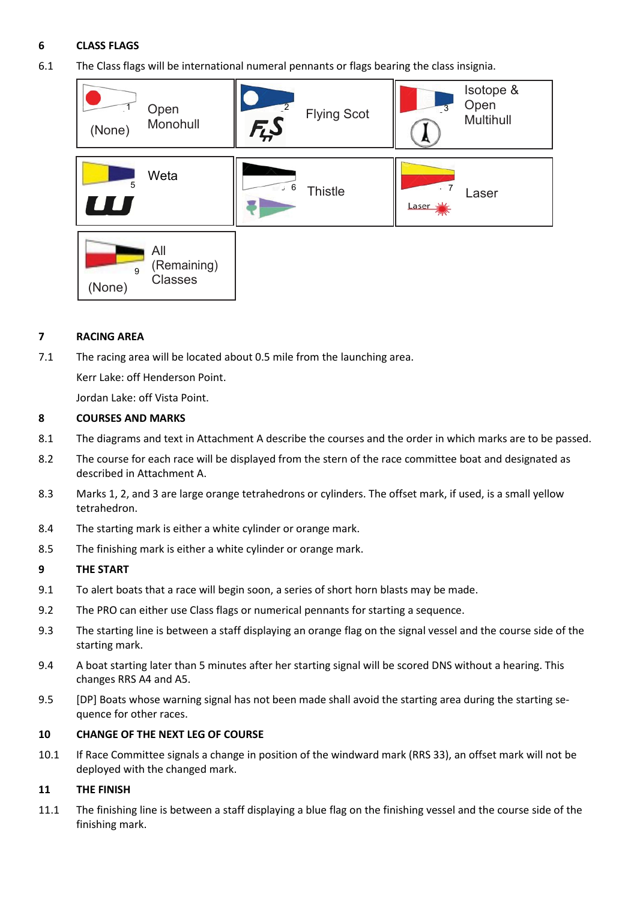## 6 CLASS FLAGS

6.1 The Class flags will be international numeral pennants or flags bearing the class insignia.

| | | |
|---|---|---|
| 1 (None) Open Monohull | 2 Flying Scot | 3 Isotope & Open Multihull |
| 5 Weta | 6 Thistle | 7 Laser |
| 9 (None) All (Remaining) Classes | | |

## 7 RACING AREA

7.1 The racing area will be located about 0.5 mile from the launching area.

Kerr Lake: off Henderson Point.

Jordan Lake: off Vista Point.

## 8 COURSES AND MARKS

8.1 The diagrams and text in Attachment A describe the courses and the order in which marks are to be passed.

8.2 The course for each race will be displayed from the stern of the race committee boat and designated as described in Attachment A.

8.3 Marks 1, 2, and 3 are large orange tetrahedrons or cylinders. The offset mark, if used, is a small yellow tetrahedron.

8.4 The starting mark is either a white cylinder or orange mark.

8.5 The finishing mark is either a white cylinder or orange mark.

## 9 THE START

9.1 To alert boats that a race will begin soon, a series of short horn blasts may be made.

9.2 The PRO can either use Class flags or numerical pennants for starting a sequence.

9.3 The starting line is between a staff displaying an orange flag on the signal vessel and the course side of the starting mark.

9.4 A boat starting later than 5 minutes after her starting signal will be scored DNS without a hearing. This changes RRS A4 and A5.

9.5 [DP] Boats whose warning signal has not been made shall avoid the starting area during the starting sequence for other races.

## 10 CHANGE OF THE NEXT LEG OF COURSE

10.1 If Race Committee signals a change in position of the windward mark (RRS 33), an offset mark will not be deployed with the changed mark.

## 11 THE FINISH

11.1 The finishing line is between a staff displaying a blue flag on the finishing vessel and the course side of the finishing mark.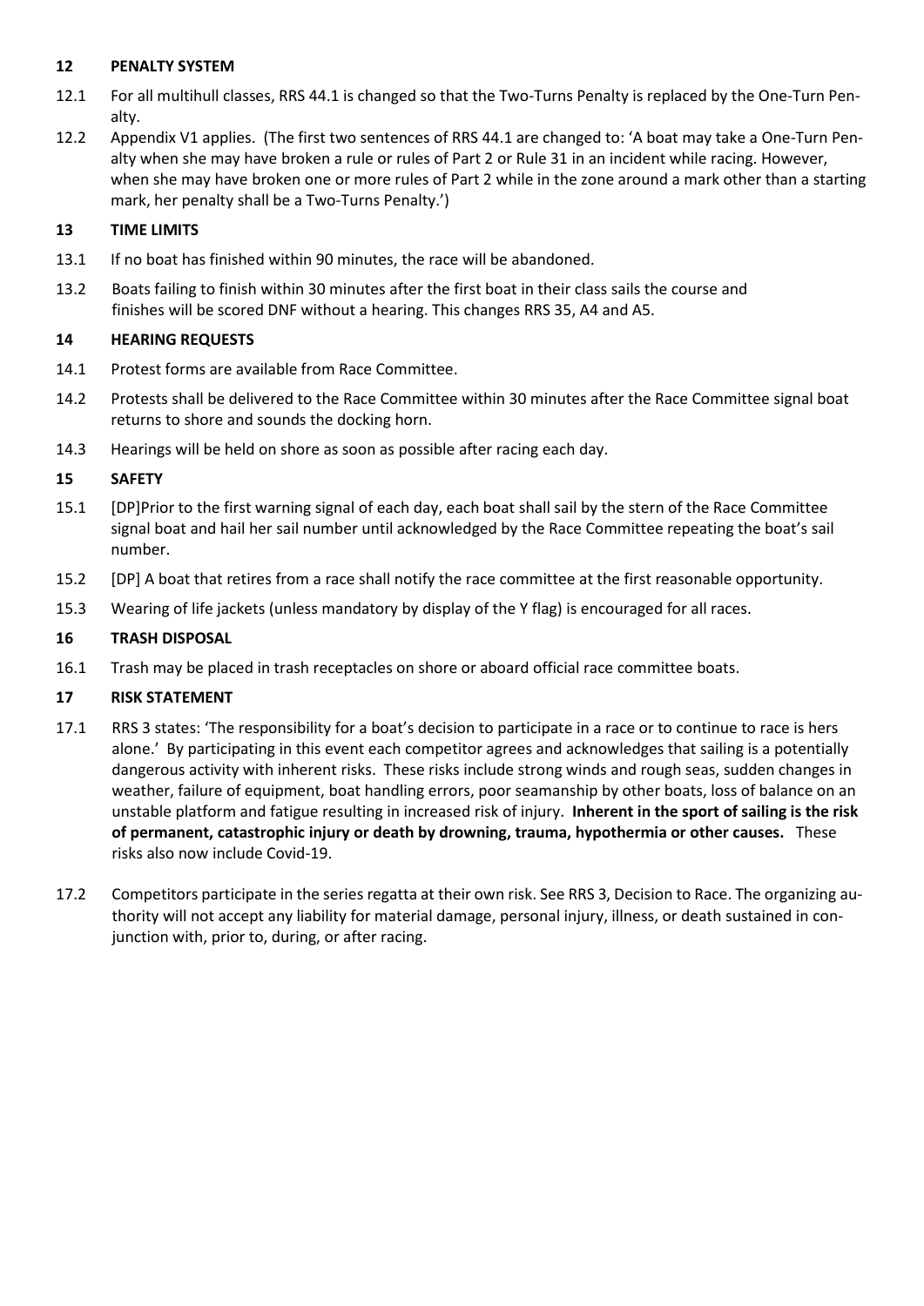## 12 PENALTY SYSTEM

12.1 For all multihull classes, RRS 44.1 is changed so that the Two-Turns Penalty is replaced by the One-Turn Penalty.

12.2 Appendix V1 applies. (The first two sentences of RRS 44.1 are changed to: 'A boat may take a One-Turn Penalty when she may have broken a rule or rules of Part 2 or Rule 31 in an incident while racing. However, when she may have broken one or more rules of Part 2 while in the zone around a mark other than a starting mark, her penalty shall be a Two-Turns Penalty.')

## 13 TIME LIMITS

13.1 If no boat has finished within 90 minutes, the race will be abandoned.

13.2 Boats failing to finish within 30 minutes after the first boat in their class sails the course and finishes will be scored DNF without a hearing. This changes RRS 35, A4 and A5.

## 14 HEARING REQUESTS

14.1 Protest forms are available from Race Committee.

14.2 Protests shall be delivered to the Race Committee within 30 minutes after the Race Committee signal boat returns to shore and sounds the docking horn.

14.3 Hearings will be held on shore as soon as possible after racing each day.

## 15 SAFETY

15.1 [DP]Prior to the first warning signal of each day, each boat shall sail by the stern of the Race Committee signal boat and hail her sail number until acknowledged by the Race Committee repeating the boat's sail number.

15.2 [DP] A boat that retires from a race shall notify the race committee at the first reasonable opportunity.

15.3 Wearing of life jackets (unless mandatory by display of the Y flag) is encouraged for all races.

## 16 TRASH DISPOSAL

16.1 Trash may be placed in trash receptacles on shore or aboard official race committee boats.

## 17 RISK STATEMENT

17.1 RRS 3 states: 'The responsibility for a boat's decision to participate in a race or to continue to race is hers alone.' By participating in this event each competitor agrees and acknowledges that sailing is a potentially dangerous activity with inherent risks. These risks include strong winds and rough seas, sudden changes in weather, failure of equipment, boat handling errors, poor seamanship by other boats, loss of balance on an unstable platform and fatigue resulting in increased risk of injury. **Inherent in the sport of sailing is the risk of permanent, catastrophic injury or death by drowning, trauma, hypothermia or other causes.** These risks also now include Covid-19.

17.2 Competitors participate in the series regatta at their own risk. See RRS 3, Decision to Race. The organizing authority will not accept any liability for material damage, personal injury, illness, or death sustained in conjunction with, prior to, during, or after racing.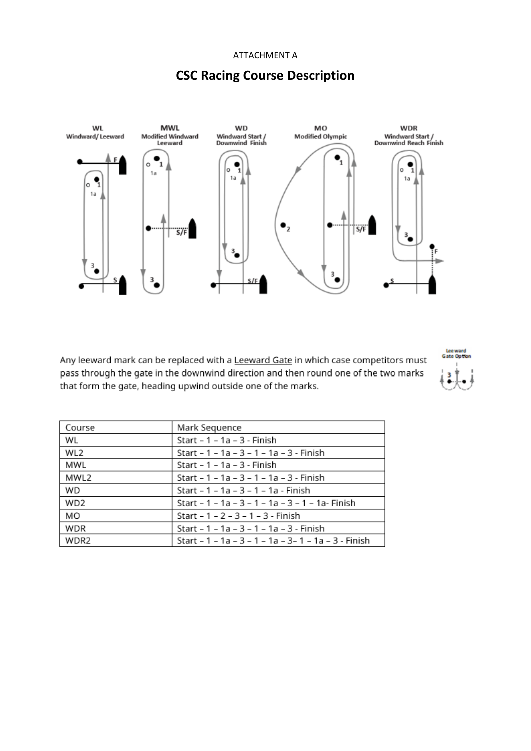ATTACHMENT A

# CSC Racing Course Description

WL
Windward/ Leeward

MWL
Modified Windward Leeward

WD
Windward Start / Downwind Finish

MO
Modified Olympic

WDR
Windward Start / Downwind Reach Finish

F
S
S/F
1
1a
2
3

Any leeward mark can be replaced with a Leeward Gate in which case competitors must pass through the gate in the downwind direction and then round one of the two marks that form the gate, heading upwind outside one of the marks.

Leeward Gate Option

| Course | Mark Sequence |
|---|---|
| WL | Start – 1 – 1a – 3 - Finish |
| WL2 | Start – 1 – 1a – 3 – 1 – 1a – 3 - Finish |
| MWL | Start – 1 – 1a – 3 - Finish |
| MWL2 | Start – 1 – 1a – 3 – 1 – 1a – 3 - Finish |
| WD | Start – 1 – 1a – 3 – 1 – 1a - Finish |
| WD2 | Start – 1 – 1a – 3 – 1 – 1a – 3 – 1 – 1a- Finish |
| MO | Start – 1 – 2 – 3 – 1 – 3 - Finish |
| WDR | Start – 1 – 1a – 3 – 1 – 1a – 3 - Finish |
| WDR2 | Start – 1 – 1a – 3 – 1 – 1a – 3– 1 – 1a – 3 - Finish |